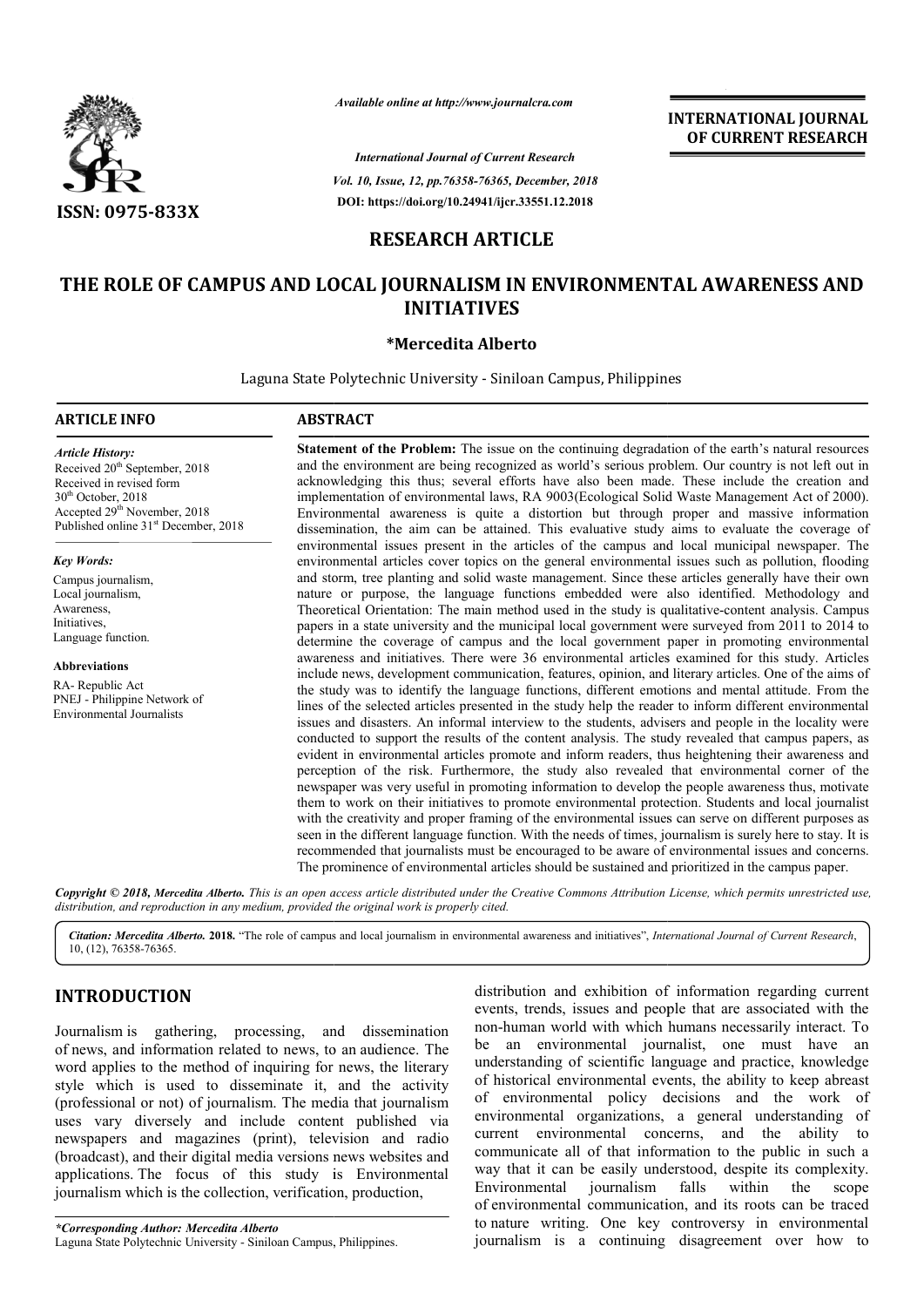ISSN: 0975-833X

*Available online at http://www.journalcra.com*

*International Journal of Current Research*
*Vol. 10, Issue, 12, pp.76358-76365, December, 2018*
**DOI: https://doi.org/10.24941/ijcr.33551.12.2018**

**INTERNATIONAL JOURNAL OF CURRENT RESEARCH**

## RESEARCH ARTICLE

# THE ROLE OF CAMPUS AND LOCAL JOURNALISM IN ENVIRONMENTAL AWARENESS AND INITIATIVES

**\*Mercedita Alberto**

Laguna State Polytechnic University - Siniloan Campus, Philippines

### ARTICLE INFO

*Article History:*
Received 20th September, 2018
Received in revised form
30th October, 2018
Accepted 29th November, 2018
Published online 31st December, 2018

*Key Words:*
Campus journalism,
Local journalism,
Awareness,
Initiatives,
Language function.

**Abbreviations**
RA- Republic Act
PNEJ - Philippine Network of Environmental Journalists

### ABSTRACT

**Statement of the Problem:** The issue on the continuing degradation of the earth's natural resources and the environment are being recognized as world's serious problem. Our country is not left out in acknowledging this thus; several efforts have also been made. These include the creation and implementation of environmental laws, RA 9003(Ecological Solid Waste Management Act of 2000). Environmental awareness is quite a distortion but through proper and massive information dissemination, the aim can be attained. This evaluative study aims to evaluate the coverage of environmental issues present in the articles of the campus and local municipal newspaper. The environmental articles cover topics on the general environmental issues such as pollution, flooding and storm, tree planting and solid waste management. Since these articles generally have their own nature or purpose, the language functions embedded were also identified. Methodology and Theoretical Orientation: The main method used in the study is qualitative-content analysis. Campus papers in a state university and the municipal local government were surveyed from 2011 to 2014 to determine the coverage of campus and the local government paper in promoting environmental awareness and initiatives. There were 36 environmental articles examined for this study. Articles include news, development communication, features, opinion, and literary articles. One of the aims of the study was to identify the language functions, different emotions and mental attitude. From the lines of the selected articles presented in the study help the reader to inform different environmental issues and disasters. An informal interview to the students, advisers and people in the locality were conducted to support the results of the content analysis. The study revealed that campus papers, as evident in environmental articles promote and inform readers, thus heightening their awareness and perception of the risk. Furthermore, the study also revealed that environmental corner of the newspaper was very useful in promoting information to develop the people awareness thus, motivate them to work on their initiatives to promote environmental protection. Students and local journalist with the creativity and proper framing of the environmental issues can serve on different purposes as seen in the different language function. With the needs of times, journalism is surely here to stay. It is recommended that journalists must be encouraged to be aware of environmental issues and concerns. The prominence of environmental articles should be sustained and prioritized in the campus paper.

*Copyright © 2018, Mercedita Alberto. This is an open access article distributed under the Creative Commons Attribution License, which permits unrestricted use, distribution, and reproduction in any medium, provided the original work is properly cited.*

*Citation: Mercedita Alberto.* **2018.** "The role of campus and local journalism in environmental awareness and initiatives", *International Journal of Current Research*, 10, (12), 76358-76365.

## INTRODUCTION

Journalism is gathering, processing, and dissemination of news, and information related to news, to an audience. The word applies to the method of inquiring for news, the literary style which is used to disseminate it, and the activity (professional or not) of journalism. The media that journalism uses vary diversely and include content published via newspapers and magazines (print), television and radio (broadcast), and their digital media versions news websites and applications. The focus of this study is Environmental journalism which is the collection, verification, production, distribution and exhibition of information regarding current events, trends, issues and people that are associated with the non-human world with which humans necessarily interact. To be an environmental journalist, one must have an understanding of scientific language and practice, knowledge of historical environmental events, the ability to keep abreast of environmental policy decisions and the work of environmental organizations, a general understanding of current environmental concerns, and the ability to communicate all of that information to the public in such a way that it can be easily understood, despite its complexity. Environmental journalism falls within the scope of environmental communication, and its roots can be traced to nature writing. One key controversy in environmental journalism is a continuing disagreement over how to

*\*Corresponding Author: Mercedita Alberto*
Laguna State Polytechnic University - Siniloan Campus, Philippines.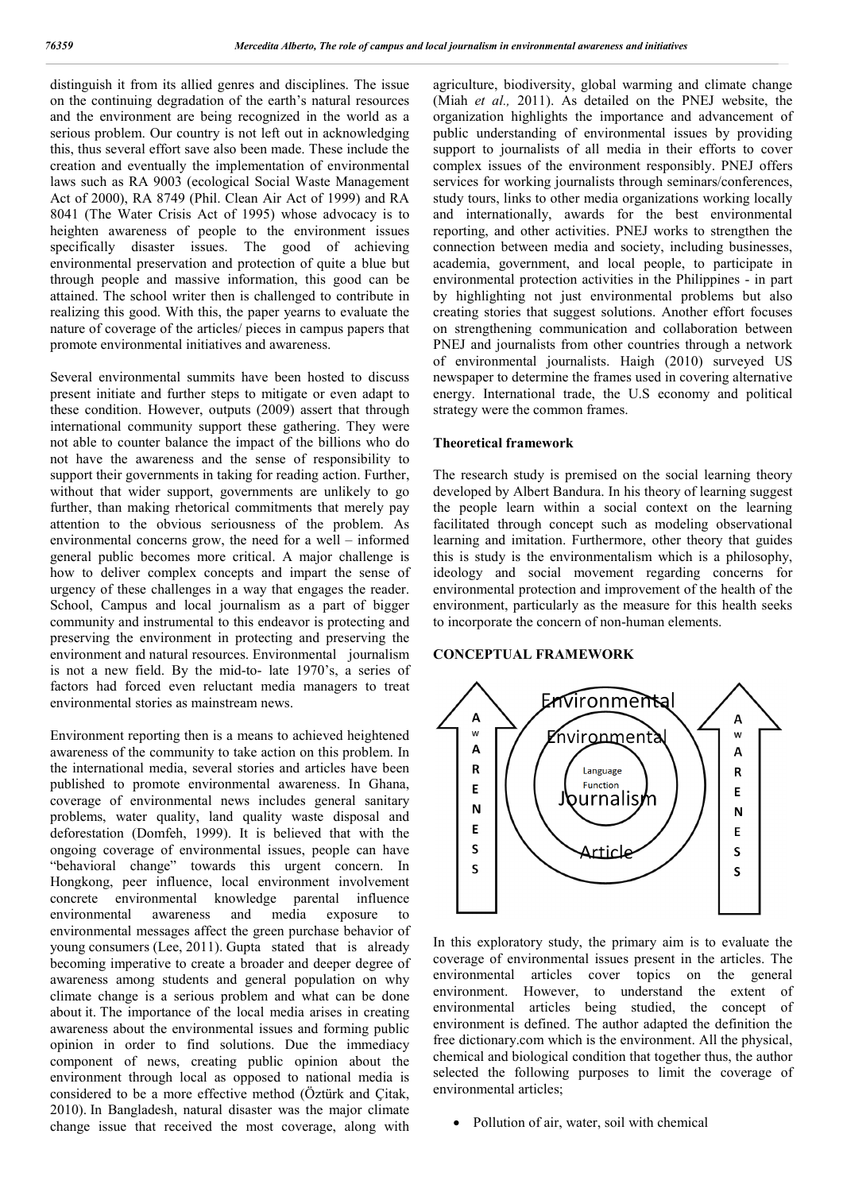distinguish it from its allied genres and disciplines. The issue on the continuing degradation of the earth's natural resources and the environment are being recognized in the world as a serious problem. Our country is not left out in acknowledging this, thus several effort save also been made. These include the creation and eventually the implementation of environmental laws such as RA 9003 (ecological Social Waste Management Act of 2000), RA 8749 (Phil. Clean Air Act of 1999) and RA 8041 (The Water Crisis Act of 1995) whose advocacy is to heighten awareness of people to the environment issues specifically disaster issues. The good of achieving environmental preservation and protection of quite a blue but through people and massive information, this good can be attained. The school writer then is challenged to contribute in realizing this good. With this, the paper yearns to evaluate the nature of coverage of the articles/ pieces in campus papers that promote environmental initiatives and awareness.

Several environmental summits have been hosted to discuss present initiate and further steps to mitigate or even adapt to these condition. However, outputs (2009) assert that through international community support these gathering. They were not able to counter balance the impact of the billions who do not have the awareness and the sense of responsibility to support their governments in taking for reading action. Further, without that wider support, governments are unlikely to go further, than making rhetorical commitments that merely pay attention to the obvious seriousness of the problem. As environmental concerns grow, the need for a well – informed general public becomes more critical. A major challenge is how to deliver complex concepts and impart the sense of urgency of these challenges in a way that engages the reader. School, Campus and local journalism as a part of bigger community and instrumental to this endeavor is protecting and preserving the environment in protecting and preserving the environment and natural resources. Environmental journalism is not a new field. By the mid-to- late 1970's, a series of factors had forced even reluctant media managers to treat environmental stories as mainstream news.

Environment reporting then is a means to achieved heightened awareness of the community to take action on this problem. In the international media, several stories and articles have been published to promote environmental awareness. In Ghana, coverage of environmental news includes general sanitary problems, water quality, land quality waste disposal and deforestation (Domfeh, 1999). It is believed that with the ongoing coverage of environmental issues, people can have "behavioral change" towards this urgent concern. In Hongkong, peer influence, local environment involvement concrete environmental knowledge parental influence environmental awareness and media exposure to environmental messages affect the green purchase behavior of young consumers (Lee, 2011). Gupta stated that is already becoming imperative to create a broader and deeper degree of awareness among students and general population on why climate change is a serious problem and what can be done about it. The importance of the local media arises in creating awareness about the environmental issues and forming public opinion in order to find solutions. Due the immediacy component of news, creating public opinion about the environment through local as opposed to national media is considered to be a more effective method (Öztürk and Çitak, 2010). In Bangladesh, natural disaster was the major climate change issue that received the most coverage, along with agriculture, biodiversity, global warming and climate change (Miah *et al.,* 2011). As detailed on the PNEJ website, the organization highlights the importance and advancement of public understanding of environmental issues by providing support to journalists of all media in their efforts to cover complex issues of the environment responsibly. PNEJ offers services for working journalists through seminars/conferences, study tours, links to other media organizations working locally and internationally, awards for the best environmental reporting, and other activities. PNEJ works to strengthen the connection between media and society, including businesses, academia, government, and local people, to participate in environmental protection activities in the Philippines - in part by highlighting not just environmental problems but also creating stories that suggest solutions. Another effort focuses on strengthening communication and collaboration between PNEJ and journalists from other countries through a network of environmental journalists. Haigh (2010) surveyed US newspaper to determine the frames used in covering alternative energy. International trade, the U.S economy and political strategy were the common frames.

### Theoretical framework

The research study is premised on the social learning theory developed by Albert Bandura. In his theory of learning suggest the people learn within a social context on the learning facilitated through concept such as modeling observational learning and imitation. Furthermore, other theory that guides this is study is the environmentalism which is a philosophy, ideology and social movement regarding concerns for environmental protection and improvement of the health of the environment, particularly as the measure for this health seeks to incorporate the concern of non-human elements.

### CONCEPTUAL FRAMEWORK

AwARENESS

Environmental

Environmental

Language Function

Journalism

Article

AwARENESS

In this exploratory study, the primary aim is to evaluate the coverage of environmental issues present in the articles. The environmental articles cover topics on the general environment. However, to understand the extent of environmental articles being studied, the concept of environment is defined. The author adapted the definition the free dictionary.com which is the environment. All the physical, chemical and biological condition that together thus, the author selected the following purposes to limit the coverage of environmental articles;

- Pollution of air, water, soil with chemical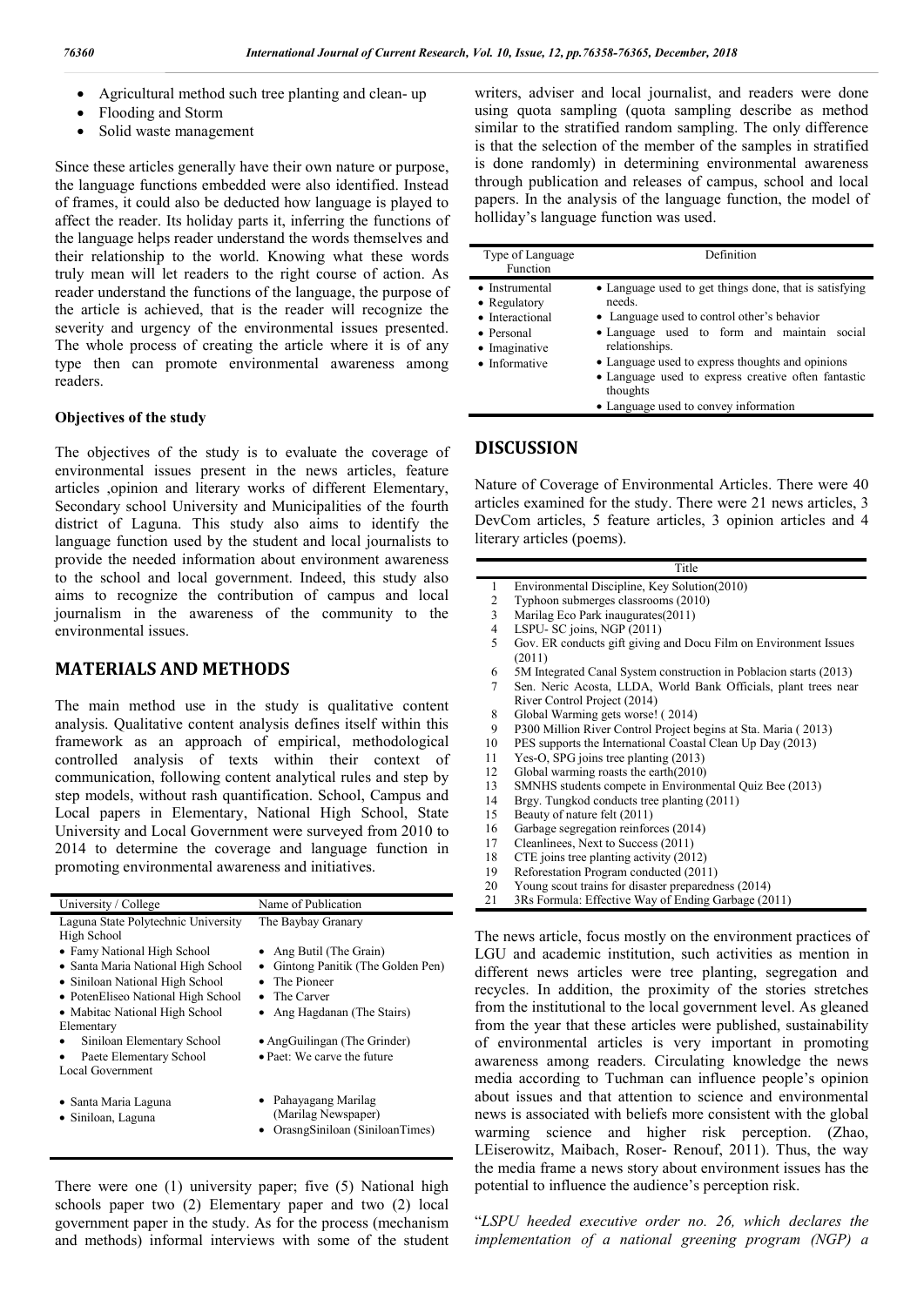- Agricultural method such tree planting and clean- up
- Flooding and Storm
- Solid waste management

Since these articles generally have their own nature or purpose, the language functions embedded were also identified. Instead of frames, it could also be deducted how language is played to affect the reader. Its holiday parts it, inferring the functions of the language helps reader understand the words themselves and their relationship to the world. Knowing what these words truly mean will let readers to the right course of action. As reader understand the functions of the language, the purpose of the article is achieved, that is the reader will recognize the severity and urgency of the environmental issues presented. The whole process of creating the article where it is of any type then can promote environmental awareness among readers.

### Objectives of the study

The objectives of the study is to evaluate the coverage of environmental issues present in the news articles, feature articles ,opinion and literary works of different Elementary, Secondary school University and Municipalities of the fourth district of Laguna. This study also aims to identify the language function used by the student and local journalists to provide the needed information about environment awareness to the school and local government. Indeed, this study also aims to recognize the contribution of campus and local journalism in the awareness of the community to the environmental issues.

## MATERIALS AND METHODS

The main method use in the study is qualitative content analysis. Qualitative content analysis defines itself within this framework as an approach of empirical, methodological controlled analysis of texts within their context of communication, following content analytical rules and step by step models, without rash quantification. School, Campus and Local papers in Elementary, National High School, State University and Local Government were surveyed from 2010 to 2014 to determine the coverage and language function in promoting environmental awareness and initiatives.

| University / College | Name of Publication |
|---|---|
| Laguna State Polytechnic University | The Baybay Granary |
| High School | |
| • Famy National High School | • Ang Butil (The Grain) |
| • Santa Maria National High School | • Gintong Panitik (The Golden Pen) |
| • Siniloan National High School | • The Pioneer |
| • PotenEliseo National High School | • The Carver |
| • Mabitac National High School | • Ang Hagdanan (The Stairs) |
| Elementary | |
| • Siniloan Elementary School | • AngGuilingan (The Grinder) |
| • Paete Elementary School | • Paet: We carve the future |
| Local Government | |
| • Santa Maria Laguna | • Pahayagang Marilag (Marilag Newspaper) |
| • Siniloan, Laguna | • OrasngSiniloan (SiniloanTimes) |

There were one (1) university paper; five (5) National high schools paper two (2) Elementary paper and two (2) local government paper in the study. As for the process (mechanism and methods) informal interviews with some of the student writers, adviser and local journalist, and readers were done using quota sampling (quota sampling describe as method similar to the stratified random sampling. The only difference is that the selection of the member of the samples in stratified is done randomly) in determining environmental awareness through publication and releases of campus, school and local papers. In the analysis of the language function, the model of holliday's language function was used.

| Type of Language Function | Definition |
|---|---|
| • Instrumental | • Language used to get things done, that is satisfying needs. |
| • Regulatory | • Language used to control other's behavior |
| • Interactional | • Language used to form and maintain social relationships. |
| • Personal | • Language used to express thoughts and opinions |
| • Imaginative | • Language used to express creative often fantastic thoughts |
| • Informative | • Language used to convey information |

## DISCUSSION

Nature of Coverage of Environmental Articles. There were 40 articles examined for the study. There were 21 news articles, 3 DevCom articles, 5 feature articles, 3 opinion articles and 4 literary articles (poems).

| | Title |
|---|---|
| 1 | Environmental Discipline, Key Solution(2010) |
| 2 | Typhoon submerges classrooms (2010) |
| 3 | Marilag Eco Park inaugurates(2011) |
| 4 | LSPU- SC joins, NGP (2011) |
| 5 | Gov. ER conducts gift giving and Docu Film on Environment Issues (2011) |
| 6 | 5M Integrated Canal System construction in Poblacion starts (2013) |
| 7 | Sen. Neric Acosta, LLDA, World Bank Officials, plant trees near River Control Project (2014) |
| 8 | Global Warming gets worse! ( 2014) |
| 9 | P300 Million River Control Project begins at Sta. Maria ( 2013) |
| 10 | PES supports the International Coastal Clean Up Day (2013) |
| 11 | Yes-O, SPG joins tree planting (2013) |
| 12 | Global warming roasts the earth(2010) |
| 13 | SMNHS students compete in Environmental Quiz Bee (2013) |
| 14 | Brgy. Tungkod conducts tree planting (2011) |
| 15 | Beauty of nature felt (2011) |
| 16 | Garbage segregation reinforces (2014) |
| 17 | Cleanlinees, Next to Success (2011) |
| 18 | CTE joins tree planting activity (2012) |
| 19 | Reforestation Program conducted (2011) |
| 20 | Young scout trains for disaster preparedness (2014) |
| 21 | 3Rs Formula: Effective Way of Ending Garbage (2011) |

The news article, focus mostly on the environment practices of LGU and academic institution, such activities as mention in different news articles were tree planting, segregation and recycles. In addition, the proximity of the stories stretches from the institutional to the local government level. As gleaned from the year that these articles were published, sustainability of environmental articles is very important in promoting awareness among readers. Circulating knowledge the news media according to Tuchman can influence people's opinion about issues and that attention to science and environmental news is associated with beliefs more consistent with the global warming science and higher risk perception. (Zhao, LEiserowitz, Maibach, Roser- Renouf, 2011). Thus, the way the media frame a news story about environment issues has the potential to influence the audience's perception risk.

"*LSPU heeded executive order no. 26, which declares the implementation of a national greening program (NGP) a*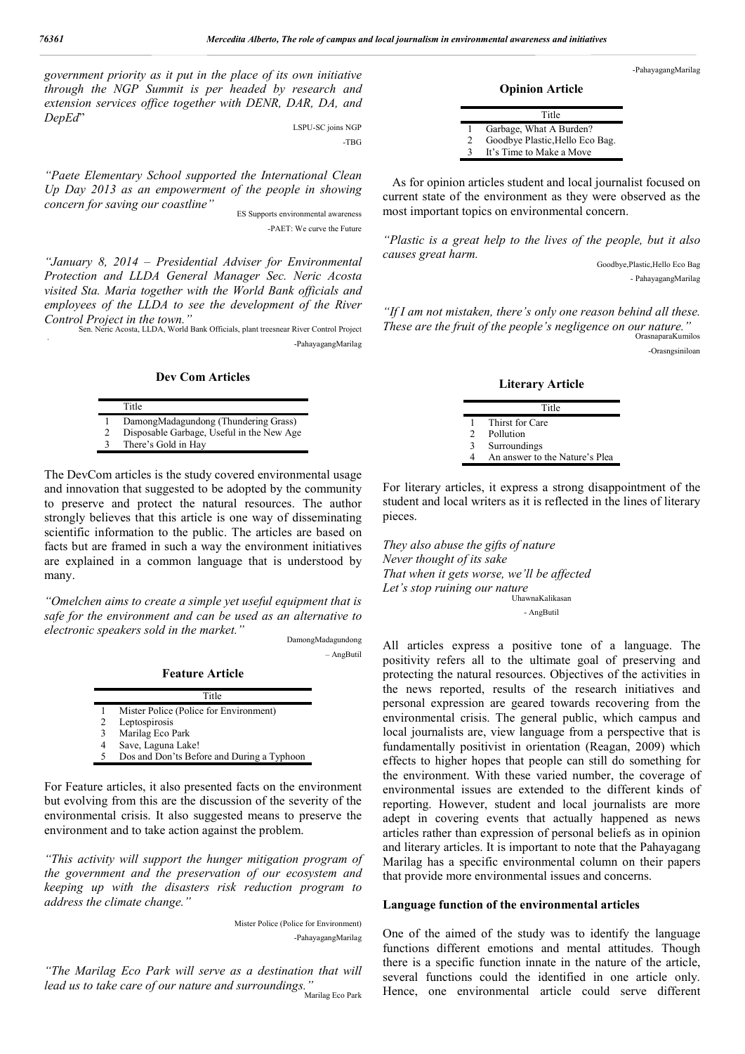*government priority as it put in the place of its own initiative through the NGP Summit is per headed by research and extension services office together with DENR, DAR, DA, and DepEd*"

LSPU-SC joins NGP

-TBG

*"Paete Elementary School supported the International Clean Up Day 2013 as an empowerment of the people in showing concern for saving our coastline"*

ES Supports environmental awareness

-PAET: We curve the Future

*"January 8, 2014 – Presidential Adviser for Environmental Protection and LLDA General Manager Sec. Neric Acosta visited Sta. Maria together with the World Bank officials and employees of the LLDA to see the development of the River Control Project in the town."*

Sen. Neric Acosta, LLDA, World Bank Officials, plant treesnear River Control Project

-PahayagangMarilag

**Dev Com Articles**

| | Title |
|---|---|
| 1 | DamongMadagundong (Thundering Grass) |
| 2 | Disposable Garbage, Useful in the New Age |
| 3 | There's Gold in Hay |

The DevCom articles is the study covered environmental usage and innovation that suggested to be adopted by the community to preserve and protect the natural resources. The author strongly believes that this article is one way of disseminating scientific information to the public. The articles are based on facts but are framed in such a way the environment initiatives are explained in a common language that is understood by many.

*"Omelchen aims to create a simple yet useful equipment that is safe for the environment and can be used as an alternative to electronic speakers sold in the market."*

DamongMadagundong

– AngButil

**Feature Article**

| | Title |
|---|---|
| 1 | Mister Police (Police for Environment) |
| 2 | Leptospirosis |
| 3 | Marilag Eco Park |
| 4 | Save, Laguna Lake! |
| 5 | Dos and Don'ts Before and During a Typhoon |

For Feature articles, it also presented facts on the environment but evolving from this are the discussion of the severity of the environmental crisis. It also suggested means to preserve the environment and to take action against the problem.

*"This activity will support the hunger mitigation program of the government and the preservation of our ecosystem and keeping up with the disasters risk reduction program to address the climate change."*

Mister Police (Police for Environment)

-PahayagangMarilag

*"The Marilag Eco Park will serve as a destination that will lead us to take care of our nature and surroundings."*

Marilag Eco Park

-PahayagangMarilag

**Opinion Article**

| | Title |
|---|---|
| 1 | Garbage, What A Burden? |
| 2 | Goodbye Plastic,Hello Eco Bag. |
| 3 | It's Time to Make a Move |

As for opinion articles student and local journalist focused on current state of the environment as they were observed as the most important topics on environmental concern.

*"Plastic is a great help to the lives of the people, but it also causes great harm.*

Goodbye,Plastic,Hello Eco Bag

- PahayagangMarilag

*"If I am not mistaken, there's only one reason behind all these. These are the fruit of the people's negligence on our nature."*

OrasnaparaKumilos

-Orasngsiniloan

**Literary Article**

| | Title |
|---|---|
| 1 | Thirst for Care |
| 2 | Pollution |
| 3 | Surroundings |
| 4 | An answer to the Nature's Plea |

For literary articles, it express a strong disappointment of the student and local writers as it is reflected in the lines of literary pieces.

*They also abuse the gifts of nature*
*Never thought of its sake*
*That when it gets worse, we'll be affected*
*Let's stop ruining our nature*

UhawnaKalikasan

- AngButil

All articles express a positive tone of a language. The positivity refers all to the ultimate goal of preserving and protecting the natural resources. Objectives of the activities in the news reported, results of the research initiatives and personal expression are geared towards recovering from the environmental crisis. The general public, which campus and local journalists are, view language from a perspective that is fundamentally positivist in orientation (Reagan, 2009) which effects to higher hopes that people can still do something for the environment. With these varied number, the coverage of environmental issues are extended to the different kinds of reporting. However, student and local journalists are more adept in covering events that actually happened as news articles rather than expression of personal beliefs as in opinion and literary articles. It is important to note that the Pahayagang Marilag has a specific environmental column on their papers that provide more environmental issues and concerns.

**Language function of the environmental articles**

One of the aimed of the study was to identify the language functions different emotions and mental attitudes. Though there is a specific function innate in the nature of the article, several functions could the identified in one article only. Hence, one environmental article could serve different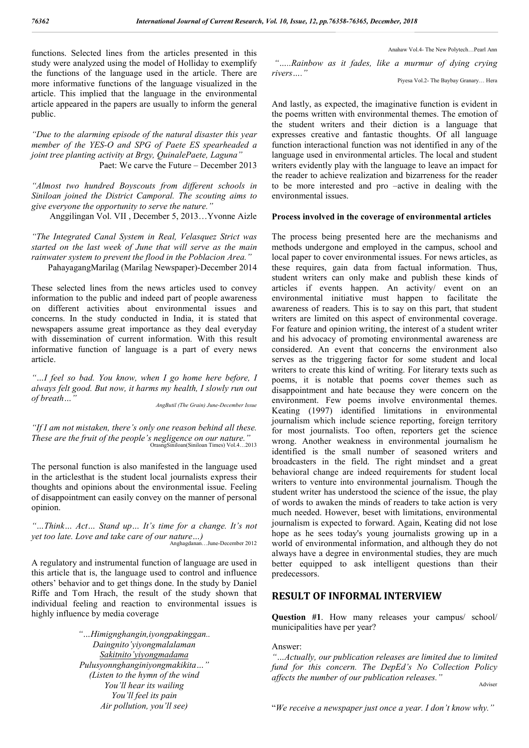functions. Selected lines from the articles presented in this study were analyzed using the model of Holliday to exemplify the functions of the language used in the article. There are more informative functions of the language visualized in the article. This implied that the language in the environmental article appeared in the papers are usually to inform the general public.

*"Due to the alarming episode of the natural disaster this year member of the YES-O and SPG of Paete ES spearheaded a joint tree planting activity at Brgy, QuinalePaete, Laguna"*

Paet: We carve the Future – December 2013

*"Almost two hundred Boyscouts from different schools in Siniloan joined the District Camporal. The scouting aims to give everyone the opportunity to serve the nature."*

Anggilingan Vol. VII , December 5, 2013…Yvonne Aizle

*"The Integrated Canal System in Real, Velasquez Strict was started on the last week of June that will serve as the main rainwater system to prevent the flood in the Poblacion Area."*

PahayagangMarilag (Marilag Newspaper)-December 2014

These selected lines from the news articles used to convey information to the public and indeed part of people awareness on different activities about environmental issues and concerns. In the study conducted in India, it is stated that newspapers assume great importance as they deal everyday with dissemination of current information. With this result informative function of language is a part of every news article.

*"…I feel so bad. You know, when I go home here before, I always felt good. But now, it harms my health, I slowly run out of breath…"*

AngButil (The Grain) June-December Issue

*"If I am not mistaken, there's only one reason behind all these. These are the fruit of the people's negligence on our nature."*

OrasngSiniloan(Siniloan Times) Vol.4…2013

The personal function is also manifested in the language used in the articlesthat is the student local journalists express their thoughts and opinions about the environmental issue. Feeling of disappointment can easily convey on the manner of personal opinion.

*"…Think… Act… Stand up… It's time for a change. It's not yet too late. Love and take care of our nature…)"*

Anghagdanan…June-December 2012

A regulatory and instrumental function of language are used in this article that is, the language used to control and influence others' behavior and to get things done. In the study by Daniel Riffe and Tom Hrach, the result of the study shown that individual feeling and reaction to environmental issues is highly influence by media coverage

*"…Himignghangin,iyongpakinggan..*
*Daingnito'yiyongmalalaman*
*Sakitnito'yiyongmadama*
*Pulusyonnghanginiyongmakikita…"*
*(Listen to the hymn of the wind*
*You'll hear its wailing*
*You'll feel its pain*
*Air pollution, you'll see)*

Anahaw Vol.4- The New Polytech…Pearl Ann

*"…..Rainbow as it fades, like a murmur of dying crying rivers…."*

Piyesa Vol.2- The Baybay Granary… Hera

And lastly, as expected, the imaginative function is evident in the poems written with environmental themes. The emotion of the student writers and their diction is a language that expresses creative and fantastic thoughts. Of all language function interactional function was not identified in any of the language used in environmental articles. The local and student writers evidently play with the language to leave an impact for the reader to achieve realization and bizarreness for the reader to be more interested and pro –active in dealing with the environmental issues.

**Process involved in the coverage of environmental articles**

The process being presented here are the mechanisms and methods undergone and employed in the campus, school and local paper to cover environmental issues. For news articles, as these requires, gain data from factual information. Thus, student writers can only make and publish these kinds of articles if events happen. An activity/ event on an environmental initiative must happen to facilitate the awareness of readers. This is to say on this part, that student writers are limited on this aspect of environmental coverage. For feature and opinion writing, the interest of a student writer and his advocacy of promoting environmental awareness are considered. An event that concerns the environment also serves as the triggering factor for some student and local writers to create this kind of writing. For literary texts such as poems, it is notable that poems cover themes such as disappointment and hate because they were concern on the environment. Few poems involve environmental themes. Keating (1997) identified limitations in environmental journalism which include science reporting, foreign territory for most journalists. Too often, reporters get the science wrong. Another weakness in environmental journalism he identified is the small number of seasoned writers and broadcasters in the field. The right mindset and a great behavioral change are indeed requirements for student local writers to venture into environmental journalism. Though the student writer has understood the science of the issue, the play of words to awaken the minds of readers to take action is very much needed. However, beset with limitations, environmental journalism is expected to forward. Again, Keating did not lose hope as he sees today's young journalists growing up in a world of environmental information, and although they do not always have a degree in environmental studies, they are much better equipped to ask intelligent questions than their predecessors.

## RESULT OF INFORMAL INTERVIEW

**Question #1**. How many releases your campus/ school/ municipalities have per year?

Answer:

*"…Actually, our publication releases are limited due to limited fund for this concern. The DepEd's No Collection Policy affects the number of our publication releases."*

Adviser

"*We receive a newspaper just once a year. I don't know why."*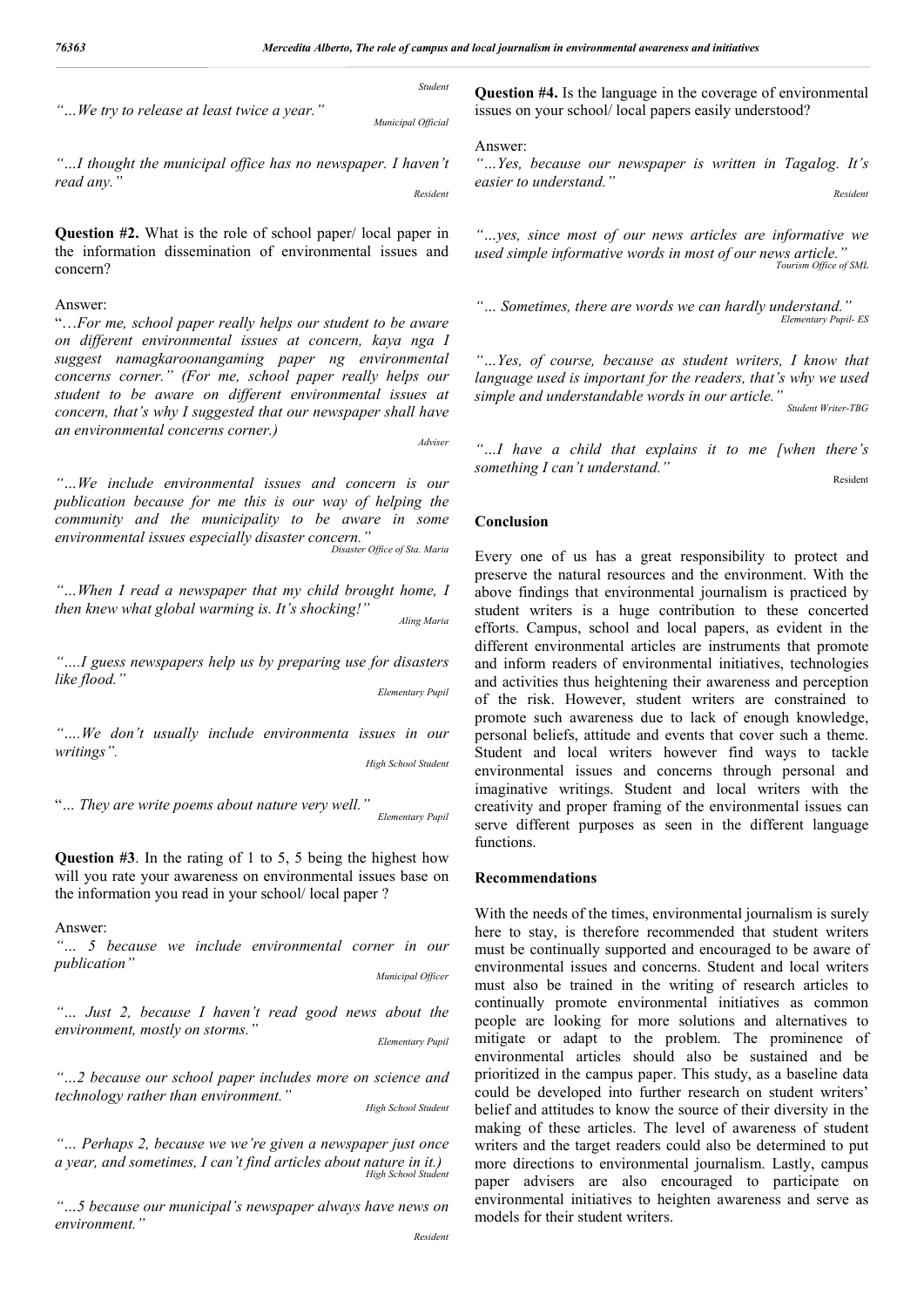Student

*"…We try to release at least twice a year."*

*Municipal Official*

*"…I thought the municipal office has no newspaper. I haven't read any."*

*Resident*

**Question #2.** What is the role of school paper/ local paper in the information dissemination of environmental issues and concern?

Answer:

"…*For me, school paper really helps our student to be aware on different environmental issues at concern, kaya nga I suggest namagkaroonangaming paper ng environmental concerns corner." (For me, school paper really helps our student to be aware on different environmental issues at concern, that's why I suggested that our newspaper shall have an environmental concerns corner.)*

*Adviser*

*"…We include environmental issues and concern is our publication because for me this is our way of helping the community and the municipality to be aware in some environmental issues especially disaster concern."*

*Disaster Office of Sta. Maria*

*"…When I read a newspaper that my child brought home, I then knew what global warming is. It's shocking!"*

*Aling Maria*

*"….I guess newspapers help us by preparing use for disasters like flood."*

*Elementary Pupil*

*"….We don't usually include environmenta issues in our writings".*

*High School Student*

"*… They are write poems about nature very well."*

*Elementary Pupil*

**Question #3**. In the rating of 1 to 5, 5 being the highest how will you rate your awareness on environmental issues base on the information you read in your school/ local paper ?

Answer:

*"… 5 because we include environmental corner in our publication"*

*Municipal Officer*

*"… Just 2, because I haven't read good news about the environment, mostly on storms."*

*Elementary Pupil*

*"…2 because our school paper includes more on science and technology rather than environment."*

*High School Student*

*"… Perhaps 2, because we we're given a newspaper just once a year, and sometimes, I can't find articles about nature in it.)*

*High School Student*

*"…5 because our municipal's newspaper always have news on environment."*

*Resident*

**Question #4.** Is the language in the coverage of environmental issues on your school/ local papers easily understood?

Answer:

*"…Yes, because our newspaper is written in Tagalog. It's easier to understand."*

*Resident*

*"…yes, since most of our news articles are informative we used simple informative words in most of our news article."*

*Tourism Office of SML*

*"… Sometimes, there are words we can hardly understand."*

*Elementary Pupil- ES*

*"…Yes, of course, because as student writers, I know that language used is important for the readers, that's why we used simple and understandable words in our article."*

*Student Writer-TBG*

*"…I have a child that explains it to me [when there's something I can't understand."*

Resident

## Conclusion

Every one of us has a great responsibility to protect and preserve the natural resources and the environment. With the above findings that environmental journalism is practiced by student writers is a huge contribution to these concerted efforts. Campus, school and local papers, as evident in the different environmental articles are instruments that promote and inform readers of environmental initiatives, technologies and activities thus heightening their awareness and perception of the risk. However, student writers are constrained to promote such awareness due to lack of enough knowledge, personal beliefs, attitude and events that cover such a theme. Student and local writers however find ways to tackle environmental issues and concerns through personal and imaginative writings. Student and local writers with the creativity and proper framing of the environmental issues can serve different purposes as seen in the different language functions.

## Recommendations

With the needs of the times, environmental journalism is surely here to stay, is therefore recommended that student writers must be continually supported and encouraged to be aware of environmental issues and concerns. Student and local writers must also be trained in the writing of research articles to continually promote environmental initiatives as common people are looking for more solutions and alternatives to mitigate or adapt to the problem. The prominence of environmental articles should also be sustained and be prioritized in the campus paper. This study, as a baseline data could be developed into further research on student writers' belief and attitudes to know the source of their diversity in the making of these articles. The level of awareness of student writers and the target readers could also be determined to put more directions to environmental journalism. Lastly, campus paper advisers are also encouraged to participate on environmental initiatives to heighten awareness and serve as models for their student writers.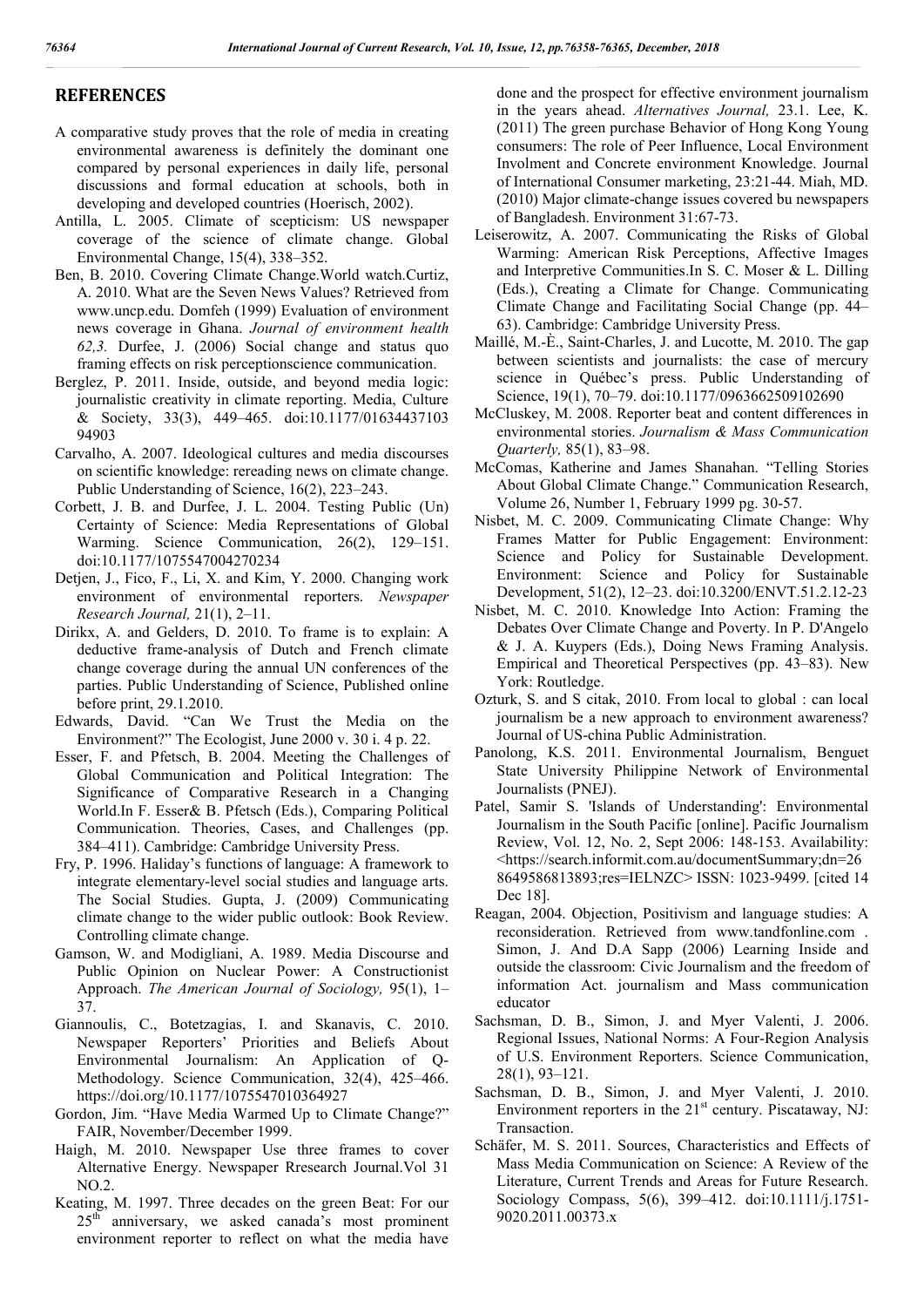## REFERENCES

A comparative study proves that the role of media in creating environmental awareness is definitely the dominant one compared by personal experiences in daily life, personal discussions and formal education at schools, both in developing and developed countries (Hoerisch, 2002).

Antilla, L. 2005. Climate of scepticism: US newspaper coverage of the science of climate change. Global Environmental Change, 15(4), 338–352.

Ben, B. 2010. Covering Climate Change.World watch.Curtiz, A. 2010. What are the Seven News Values? Retrieved from www.uncp.edu. Domfeh (1999) Evaluation of environment news coverage in Ghana. *Journal of environment health 62,3.* Durfee, J. (2006) Social change and status quo framing effects on risk perceptionscience communication.

Berglez, P. 2011. Inside, outside, and beyond media logic: journalistic creativity in climate reporting. Media, Culture & Society, 33(3), 449–465. doi:10.1177/01634437103 94903

Carvalho, A. 2007. Ideological cultures and media discourses on scientific knowledge: rereading news on climate change. Public Understanding of Science, 16(2), 223–243.

Corbett, J. B. and Durfee, J. L. 2004. Testing Public (Un) Certainty of Science: Media Representations of Global Warming. Science Communication, 26(2), 129–151. doi:10.1177/1075547004270234

Detjen, J., Fico, F., Li, X. and Kim, Y. 2000. Changing work environment of environmental reporters. *Newspaper Research Journal,* 21(1), 2–11.

Dirikx, A. and Gelders, D. 2010. To frame is to explain: A deductive frame-analysis of Dutch and French climate change coverage during the annual UN conferences of the parties. Public Understanding of Science, Published online before print, 29.1.2010.

Edwards, David. "Can We Trust the Media on the Environment?" The Ecologist, June 2000 v. 30 i. 4 p. 22.

Esser, F. and Pfetsch, B. 2004. Meeting the Challenges of Global Communication and Political Integration: The Significance of Comparative Research in a Changing World.In F. Esser& B. Pfetsch (Eds.), Comparing Political Communication. Theories, Cases, and Challenges (pp. 384–411). Cambridge: Cambridge University Press.

Fry, P. 1996. Haliday's functions of language: A framework to integrate elementary-level social studies and language arts. The Social Studies. Gupta, J. (2009) Communicating climate change to the wider public outlook: Book Review. Controlling climate change.

Gamson, W. and Modigliani, A. 1989. Media Discourse and Public Opinion on Nuclear Power: A Constructionist Approach. *The American Journal of Sociology,* 95(1), 1–37.

Giannoulis, C., Botetzagias, I. and Skanavis, C. 2010. Newspaper Reporters' Priorities and Beliefs About Environmental Journalism: An Application of Q-Methodology. Science Communication, 32(4), 425–466. https://doi.org/10.1177/1075547010364927

Gordon, Jim. "Have Media Warmed Up to Climate Change?" FAIR, November/December 1999.

Haigh, M. 2010. Newspaper Use three frames to cover Alternative Energy. Newspaper Rresearch Journal.Vol 31 NO.2.

Keating, M. 1997. Three decades on the green Beat: For our 25th anniversary, we asked canada's most prominent environment reporter to reflect on what the media have done and the prospect for effective environment journalism in the years ahead. *Alternatives Journal,* 23.1. Lee, K. (2011) The green purchase Behavior of Hong Kong Young consumers: The role of Peer Influence, Local Environment Involment and Concrete environment Knowledge. Journal of International Consumer marketing, 23:21-44. Miah, MD. (2010) Major climate-change issues covered bu newspapers of Bangladesh. Environment 31:67-73.

Leiserowitz, A. 2007. Communicating the Risks of Global Warming: American Risk Perceptions, Affective Images and Interpretive Communities.In S. C. Moser & L. Dilling (Eds.), Creating a Climate for Change. Communicating Climate Change and Facilitating Social Change (pp. 44–63). Cambridge: Cambridge University Press.

Maillé, M.-È., Saint-Charles, J. and Lucotte, M. 2010. The gap between scientists and journalists: the case of mercury science in Québec's press. Public Understanding of Science, 19(1), 70–79. doi:10.1177/0963662509102690

McCluskey, M. 2008. Reporter beat and content differences in environmental stories. *Journalism & Mass Communication Quarterly,* 85(1), 83–98.

McComas, Katherine and James Shanahan. "Telling Stories About Global Climate Change." Communication Research, Volume 26, Number 1, February 1999 pg. 30-57.

Nisbet, M. C. 2009. Communicating Climate Change: Why Frames Matter for Public Engagement: Environment: Science and Policy for Sustainable Development. Environment: Science and Policy for Sustainable Development, 51(2), 12–23. doi:10.3200/ENVT.51.2.12-23

Nisbet, M. C. 2010. Knowledge Into Action: Framing the Debates Over Climate Change and Poverty. In P. D'Angelo & J. A. Kuypers (Eds.), Doing News Framing Analysis. Empirical and Theoretical Perspectives (pp. 43–83). New York: Routledge.

Ozturk, S. and S citak, 2010. From local to global : can local journalism be a new approach to environment awareness? Journal of US-china Public Administration.

Panolong, K.S. 2011. Environmental Journalism, Benguet State University Philippine Network of Environmental Journalists (PNEJ).

Patel, Samir S. 'Islands of Understanding': Environmental Journalism in the South Pacific [online]. Pacific Journalism Review, Vol. 12, No. 2, Sept 2006: 148-153. Availability: <https://search.informit.com.au/documentSummary;dn=26 8649586813893;res=IELNZC> ISSN: 1023-9499. [cited 14 Dec 18].

Reagan, 2004. Objection, Positivism and language studies: A reconsideration. Retrieved from www.tandfonline.com . Simon, J. And D.A Sapp (2006) Learning Inside and outside the classroom: Civic Journalism and the freedom of information Act. journalism and Mass communication educator

Sachsman, D. B., Simon, J. and Myer Valenti, J. 2006. Regional Issues, National Norms: A Four-Region Analysis of U.S. Environment Reporters. Science Communication, 28(1), 93–121.

Sachsman, D. B., Simon, J. and Myer Valenti, J. 2010. Environment reporters in the 21st century. Piscataway, NJ: Transaction.

Schäfer, M. S. 2011. Sources, Characteristics and Effects of Mass Media Communication on Science: A Review of the Literature, Current Trends and Areas for Future Research. Sociology Compass, 5(6), 399–412. doi:10.1111/j.1751-9020.2011.00373.x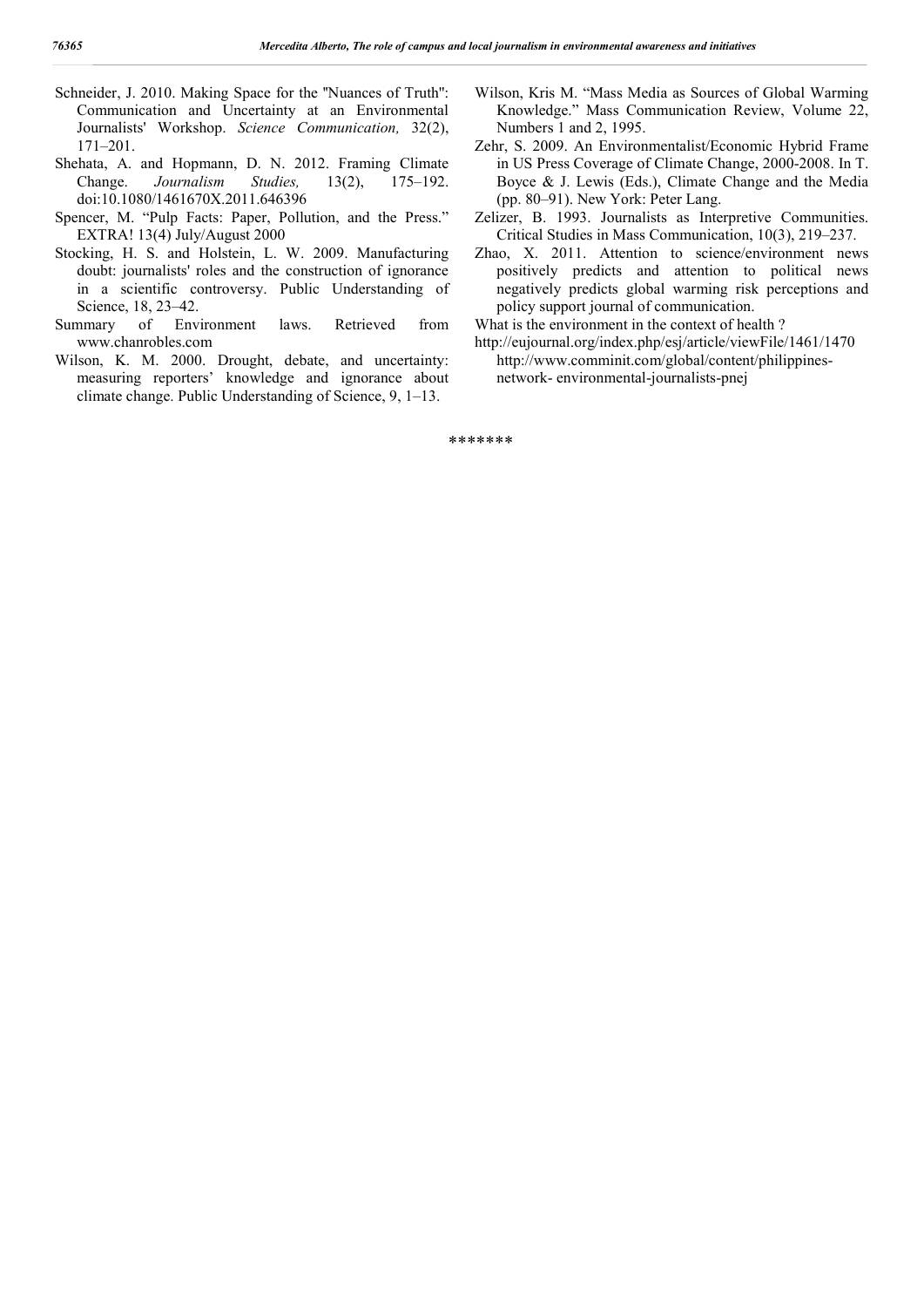Schneider, J. 2010. Making Space for the "Nuances of Truth": Communication and Uncertainty at an Environmental Journalists' Workshop. *Science Communication,* 32(2), 171–201.

Shehata, A. and Hopmann, D. N. 2012. Framing Climate Change. *Journalism Studies,* 13(2), 175–192. doi:10.1080/1461670X.2011.646396

Spencer, M. "Pulp Facts: Paper, Pollution, and the Press." EXTRA! 13(4) July/August 2000

Stocking, H. S. and Holstein, L. W. 2009. Manufacturing doubt: journalists' roles and the construction of ignorance in a scientific controversy. Public Understanding of Science, 18, 23–42.

Summary of Environment laws. Retrieved from www.chanrobles.com

Wilson, K. M. 2000. Drought, debate, and uncertainty: measuring reporters' knowledge and ignorance about climate change. Public Understanding of Science, 9, 1–13.

Wilson, Kris M. "Mass Media as Sources of Global Warming Knowledge." Mass Communication Review, Volume 22, Numbers 1 and 2, 1995.

Zehr, S. 2009. An Environmentalist/Economic Hybrid Frame in US Press Coverage of Climate Change, 2000-2008. In T. Boyce & J. Lewis (Eds.), Climate Change and the Media (pp. 80–91). New York: Peter Lang.

Zelizer, B. 1993. Journalists as Interpretive Communities. Critical Studies in Mass Communication, 10(3), 219–237.

Zhao, X. 2011. Attention to science/environment news positively predicts and attention to political news negatively predicts global warming risk perceptions and policy support journal of communication.

What is the environment in the context of health ?

http://eujournal.org/index.php/esj/article/viewFile/1461/1470 http://www.comminit.com/global/content/philippines-network- environmental-journalists-pnej

*******